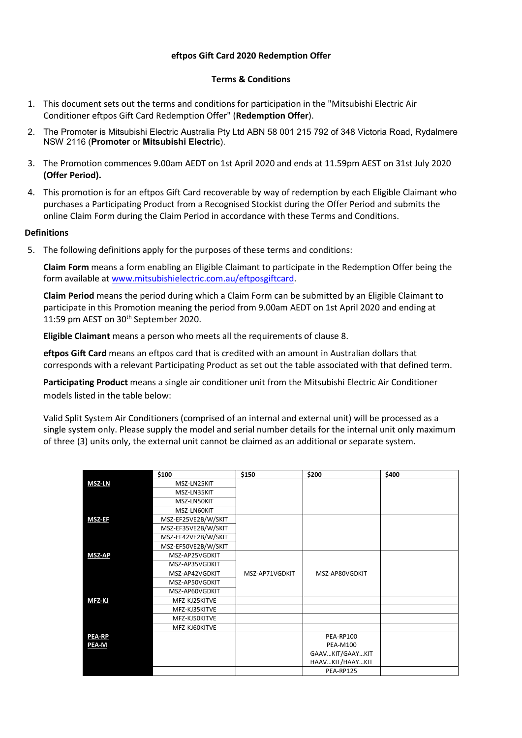**eftpos Gift Card 2020 Redemption Offer**

**Terms & Conditions**

1. This document sets out the terms and conditions for participation in the "Mitsubishi Electric Air Conditioner eftpos Gift Card Redemption Offer" (**Redemption Offer**).
2. The Promoter is Mitsubishi Electric Australia Pty Ltd ABN 58 001 215 792 of 348 Victoria Road, Rydalmere NSW 2116 (**Promoter** or **Mitsubishi Electric**).
3. The Promotion commences 9.00am AEDT on 1st April 2020 and ends at 11.59pm AEST on 31st July 2020 **(Offer Period).**
4. This promotion is for an eftpos Gift Card recoverable by way of redemption by each Eligible Claimant who purchases a Participating Product from a Recognised Stockist during the Offer Period and submits the online Claim Form during the Claim Period in accordance with these Terms and Conditions.

**Definitions**

5. The following definitions apply for the purposes of these terms and conditions:

   **Claim Form** means a form enabling an Eligible Claimant to participate in the Redemption Offer being the form available at www.mitsubishielectric.com.au/eftposgiftcard.

   **Claim Period** means the period during which a Claim Form can be submitted by an Eligible Claimant to participate in this Promotion meaning the period from 9.00am AEDT on 1st April 2020 and ending at 11:59 pm AEST on 30th September 2020.

   **Eligible Claimant** means a person who meets all the requirements of clause 8.

   **eftpos Gift Card** means an eftpos card that is credited with an amount in Australian dollars that corresponds with a relevant Participating Product as set out the table associated with that defined term.

   **Participating Product** means a single air conditioner unit from the Mitsubishi Electric Air Conditioner models listed in the table below:

   Valid Split System Air Conditioners (comprised of an internal and external unit) will be processed as a single system only. Please supply the model and serial number details for the internal unit only maximum of three (3) units only, the external unit cannot be claimed as an additional or separate system.

| | $100 | $150 | $200 | $400 |
|---|---|---|---|---|
| **MSZ-LN** | MSZ-LN25KIT | | | |
| | MSZ-LN35KIT | | | |
| | MSZ-LN50KIT | | | |
| | MSZ-LN60KIT | | | |
| **MSZ-EF** | MSZ-EF25VE2B/W/SKIT | | | |
| | MSZ-EF35VE2B/W/SKIT | | | |
| | MSZ-EF42VE2B/W/SKIT | | | |
| | MSZ-EF50VE2B/W/SKIT | | | |
| **MSZ-AP** | MSZ-AP25VGDKIT | MSZ-AP71VGDKIT | MSZ-AP80VGDKIT | |
| | MSZ-AP35VGDKIT | | | |
| | MSZ-AP42VGDKIT | | | |
| | MSZ-AP50VGDKIT | | | |
| | MSZ-AP60VGDKIT | | | |
| **MFZ-KJ** | MFZ-KJ25KITVE | | | |
| | MFZ-KJ35KITVE | | | |
| | MFZ-KJ50KITVE | | | |
| | MFZ-KJ60KITVE | | | |
| **PEA-RP** **PEA-M** | | | PEA-RP100 PEA-M100 GAAV…KIT/GAAY…KIT HAAV…KIT/HAAY…KIT | |
| | | | PEA-RP125 | |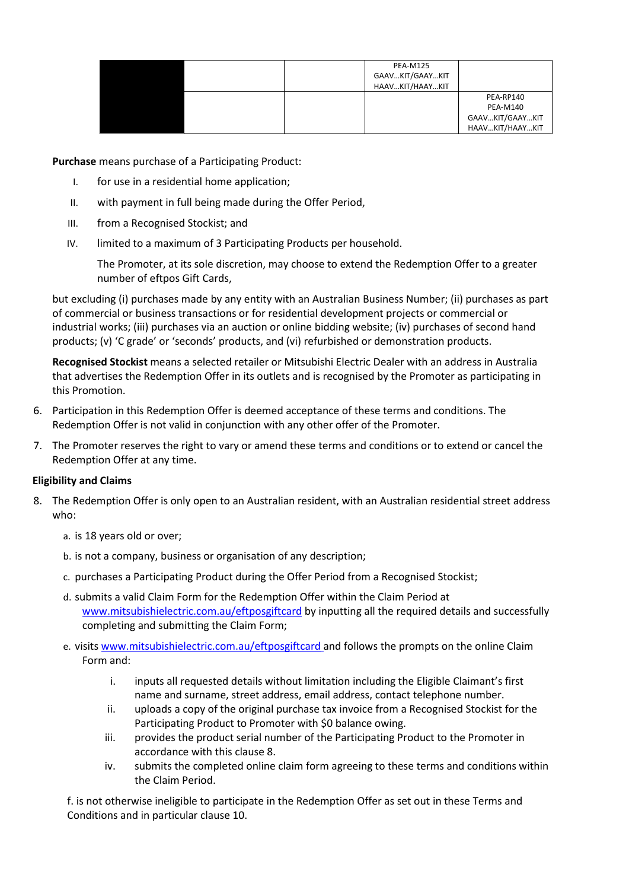| | | | | |
|---|---|---|---|---|
| | | | PEA-M125<br>GAAV…KIT/GAAY…KIT<br>HAAV…KIT/HAAY…KIT | |
| | | | | PEA-RP140<br>PEA-M140<br>GAAV…KIT/GAAY…KIT<br>HAAV…KIT/HAAY…KIT |

**Purchase** means purchase of a Participating Product:

- I. for use in a residential home application;
- II. with payment in full being made during the Offer Period,
- III. from a Recognised Stockist; and
- IV. limited to a maximum of 3 Participating Products per household.

  The Promoter, at its sole discretion, may choose to extend the Redemption Offer to a greater number of eftpos Gift Cards,

but excluding (i) purchases made by any entity with an Australian Business Number; (ii) purchases as part of commercial or business transactions or for residential development projects or commercial or industrial works; (iii) purchases via an auction or online bidding website; (iv) purchases of second hand products; (v) 'C grade' or 'seconds' products, and (vi) refurbished or demonstration products.

**Recognised Stockist** means a selected retailer or Mitsubishi Electric Dealer with an address in Australia that advertises the Redemption Offer in its outlets and is recognised by the Promoter as participating in this Promotion.

6. Participation in this Redemption Offer is deemed acceptance of these terms and conditions. The Redemption Offer is not valid in conjunction with any other offer of the Promoter.
7. The Promoter reserves the right to vary or amend these terms and conditions or to extend or cancel the Redemption Offer at any time.

**Eligibility and Claims**

8. The Redemption Offer is only open to an Australian resident, with an Australian residential street address who:
   a. is 18 years old or over;
   b. is not a company, business or organisation of any description;
   c. purchases a Participating Product during the Offer Period from a Recognised Stockist;
   d. submits a valid Claim Form for the Redemption Offer within the Claim Period at www.mitsubishielectric.com.au/eftposgiftcard by inputting all the required details and successfully completing and submitting the Claim Form;
   e. visits www.mitsubishielectric.com.au/eftposgiftcard and follows the prompts on the online Claim Form and:
      i. inputs all requested details without limitation including the Eligible Claimant's first name and surname, street address, email address, contact telephone number.
      ii. uploads a copy of the original purchase tax invoice from a Recognised Stockist for the Participating Product to Promoter with $0 balance owing.
      iii. provides the product serial number of the Participating Product to the Promoter in accordance with this clause 8.
      iv. submits the completed online claim form agreeing to these terms and conditions within the Claim Period.

   f. is not otherwise ineligible to participate in the Redemption Offer as set out in these Terms and Conditions and in particular clause 10.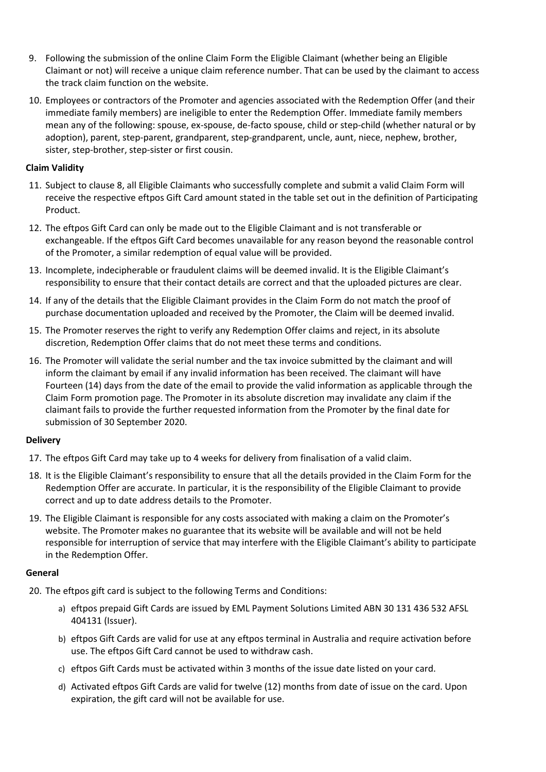9. Following the submission of the online Claim Form the Eligible Claimant (whether being an Eligible Claimant or not) will receive a unique claim reference number. That can be used by the claimant to access the track claim function on the website.
10. Employees or contractors of the Promoter and agencies associated with the Redemption Offer (and their immediate family members) are ineligible to enter the Redemption Offer. Immediate family members mean any of the following: spouse, ex-spouse, de-facto spouse, child or step-child (whether natural or by adoption), parent, step-parent, grandparent, step-grandparent, uncle, aunt, niece, nephew, brother, sister, step-brother, step-sister or first cousin.

**Claim Validity**

11. Subject to clause 8, all Eligible Claimants who successfully complete and submit a valid Claim Form will receive the respective eftpos Gift Card amount stated in the table set out in the definition of Participating Product.
12. The eftpos Gift Card can only be made out to the Eligible Claimant and is not transferable or exchangeable. If the eftpos Gift Card becomes unavailable for any reason beyond the reasonable control of the Promoter, a similar redemption of equal value will be provided.
13. Incomplete, indecipherable or fraudulent claims will be deemed invalid. It is the Eligible Claimant's responsibility to ensure that their contact details are correct and that the uploaded pictures are clear.
14. If any of the details that the Eligible Claimant provides in the Claim Form do not match the proof of purchase documentation uploaded and received by the Promoter, the Claim will be deemed invalid.
15. The Promoter reserves the right to verify any Redemption Offer claims and reject, in its absolute discretion, Redemption Offer claims that do not meet these terms and conditions.
16. The Promoter will validate the serial number and the tax invoice submitted by the claimant and will inform the claimant by email if any invalid information has been received. The claimant will have Fourteen (14) days from the date of the email to provide the valid information as applicable through the Claim Form promotion page. The Promoter in its absolute discretion may invalidate any claim if the claimant fails to provide the further requested information from the Promoter by the final date for submission of 30 September 2020.

**Delivery**

17. The eftpos Gift Card may take up to 4 weeks for delivery from finalisation of a valid claim.
18. It is the Eligible Claimant's responsibility to ensure that all the details provided in the Claim Form for the Redemption Offer are accurate. In particular, it is the responsibility of the Eligible Claimant to provide correct and up to date address details to the Promoter.
19. The Eligible Claimant is responsible for any costs associated with making a claim on the Promoter's website. The Promoter makes no guarantee that its website will be available and will not be held responsible for interruption of service that may interfere with the Eligible Claimant's ability to participate in the Redemption Offer.

**General**

20. The eftpos gift card is subject to the following Terms and Conditions:
    a) eftpos prepaid Gift Cards are issued by EML Payment Solutions Limited ABN 30 131 436 532 AFSL 404131 (Issuer).
    b) eftpos Gift Cards are valid for use at any eftpos terminal in Australia and require activation before use. The eftpos Gift Card cannot be used to withdraw cash.
    c) eftpos Gift Cards must be activated within 3 months of the issue date listed on your card.
    d) Activated eftpos Gift Cards are valid for twelve (12) months from date of issue on the card. Upon expiration, the gift card will not be available for use.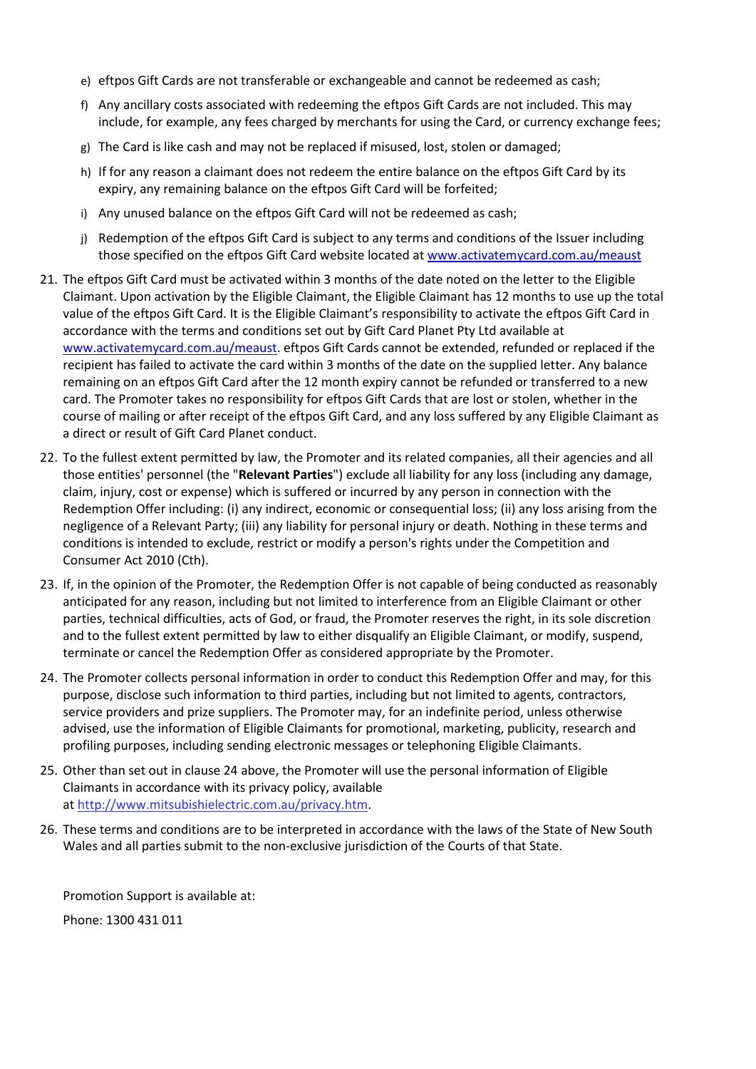e) eftpos Gift Cards are not transferable or exchangeable and cannot be redeemed as cash;

f) Any ancillary costs associated with redeeming the eftpos Gift Cards are not included. This may include, for example, any fees charged by merchants for using the Card, or currency exchange fees;

g) The Card is like cash and may not be replaced if misused, lost, stolen or damaged;

h) If for any reason a claimant does not redeem the entire balance on the eftpos Gift Card by its expiry, any remaining balance on the eftpos Gift Card will be forfeited;

i) Any unused balance on the eftpos Gift Card will not be redeemed as cash;

j) Redemption of the eftpos Gift Card is subject to any terms and conditions of the Issuer including those specified on the eftpos Gift Card website located at [www.activatemycard.com.au/meaust](www.activatemycard.com.au/meaust)

21. The eftpos Gift Card must be activated within 3 months of the date noted on the letter to the Eligible Claimant. Upon activation by the Eligible Claimant, the Eligible Claimant has 12 months to use up the total value of the eftpos Gift Card. It is the Eligible Claimant's responsibility to activate the eftpos Gift Card in accordance with the terms and conditions set out by Gift Card Planet Pty Ltd available at [www.activatemycard.com.au/meaust](www.activatemycard.com.au/meaust). eftpos Gift Cards cannot be extended, refunded or replaced if the recipient has failed to activate the card within 3 months of the date on the supplied letter. Any balance remaining on an eftpos Gift Card after the 12 month expiry cannot be refunded or transferred to a new card. The Promoter takes no responsibility for eftpos Gift Cards that are lost or stolen, whether in the course of mailing or after receipt of the eftpos Gift Card, and any loss suffered by any Eligible Claimant as a direct or result of Gift Card Planet conduct.

22. To the fullest extent permitted by law, the Promoter and its related companies, all their agencies and all those entities' personnel (the "**Relevant Parties**") exclude all liability for any loss (including any damage, claim, injury, cost or expense) which is suffered or incurred by any person in connection with the Redemption Offer including: (i) any indirect, economic or consequential loss; (ii) any loss arising from the negligence of a Relevant Party; (iii) any liability for personal injury or death. Nothing in these terms and conditions is intended to exclude, restrict or modify a person's rights under the Competition and Consumer Act 2010 (Cth).

23. If, in the opinion of the Promoter, the Redemption Offer is not capable of being conducted as reasonably anticipated for any reason, including but not limited to interference from an Eligible Claimant or other parties, technical difficulties, acts of God, or fraud, the Promoter reserves the right, in its sole discretion and to the fullest extent permitted by law to either disqualify an Eligible Claimant, or modify, suspend, terminate or cancel the Redemption Offer as considered appropriate by the Promoter.

24. The Promoter collects personal information in order to conduct this Redemption Offer and may, for this purpose, disclose such information to third parties, including but not limited to agents, contractors, service providers and prize suppliers. The Promoter may, for an indefinite period, unless otherwise advised, use the information of Eligible Claimants for promotional, marketing, publicity, research and profiling purposes, including sending electronic messages or telephoning Eligible Claimants.

25. Other than set out in clause 24 above, the Promoter will use the personal information of Eligible Claimants in accordance with its privacy policy, available at [http://www.mitsubishielectric.com.au/privacy.htm](http://www.mitsubishielectric.com.au/privacy.htm).

26. These terms and conditions are to be interpreted in accordance with the laws of the State of New South Wales and all parties submit to the non-exclusive jurisdiction of the Courts of that State.

Promotion Support is available at:

Phone: 1300 431 011